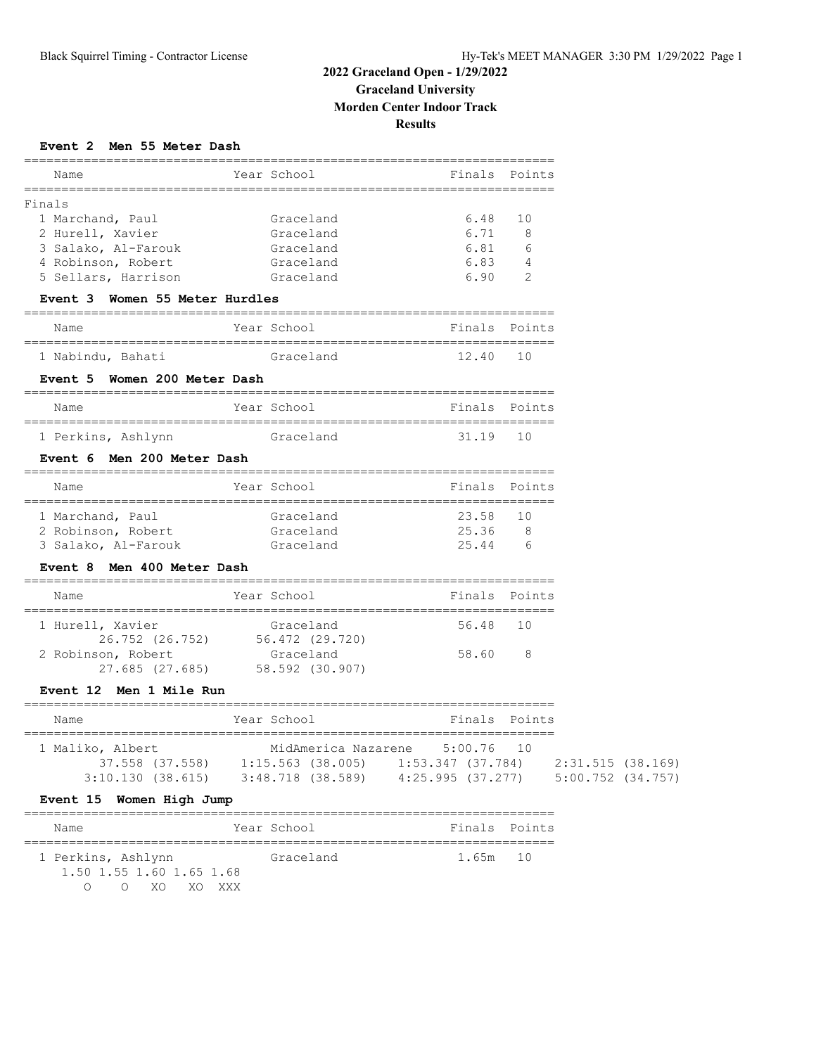# 2022 Graceland Open - 1/29/2022

## Graceland University

## Morden Center Indoor Track

## Results

### Event 2 Men 55 Meter Dash

Finals

| Place | Name | Year | School | Finals | Points |
|---|---|---|---|---|---|
| 1 | Marchand, Paul | | Graceland | 6.48 | 10 |
| 2 | Hurell, Xavier | | Graceland | 6.71 | 8 |
| 3 | Salako, Al-Farouk | | Graceland | 6.81 | 6 |
| 4 | Robinson, Robert | | Graceland | 6.83 | 4 |
| 5 | Sellars, Harrison | | Graceland | 6.90 | 2 |

### Event 3 Women 55 Meter Hurdles

| Place | Name | Year | School | Finals | Points |
|---|---|---|---|---|---|
| 1 | Nabindu, Bahati | | Graceland | 12.40 | 10 |

### Event 5 Women 200 Meter Dash

| Place | Name | Year | School | Finals | Points |
|---|---|---|---|---|---|
| 1 | Perkins, Ashlynn | | Graceland | 31.19 | 10 |

### Event 6 Men 200 Meter Dash

| Place | Name | Year | School | Finals | Points |
|---|---|---|---|---|---|
| 1 | Marchand, Paul | | Graceland | 23.58 | 10 |
| 2 | Robinson, Robert | | Graceland | 25.36 | 8 |
| 3 | Salako, Al-Farouk | | Graceland | 25.44 | 6 |

### Event 8 Men 400 Meter Dash

| Place | Name | Year | School | Finals | Points |
|---|---|---|---|---|---|
| 1 | Hurell, Xavier | | Graceland | 56.48 | 10 |
| | 26.752 (26.752) | | 56.472 (29.720) | | |
| 2 | Robinson, Robert | | Graceland | 58.60 | 8 |
| | 27.685 (27.685) | | 58.592 (30.907) | | |

### Event 12 Men 1 Mile Run

| Place | Name | Year | School | Finals | Points |
|---|---|---|---|---|---|
| 1 | Maliko, Albert | | MidAmerica Nazarene | 5:00.76 | 10 |

Splits: 37.558 (37.558), 1:15.563 (38.005), 1:53.347 (37.784), 2:31.515 (38.169), 3:10.130 (38.615), 3:48.718 (38.589), 4:25.995 (37.277), 5:00.752 (34.757)

### Event 15 Women High Jump

| Place | Name | Year | School | Finals | Points |
|---|---|---|---|---|---|
| 1 | Perkins, Ashlynn | | Graceland | 1.65m | 10 |

| 1.50 | 1.55 | 1.60 | 1.65 | 1.68 |
|---|---|---|---|---|
| O | O | XO | XO | XXX |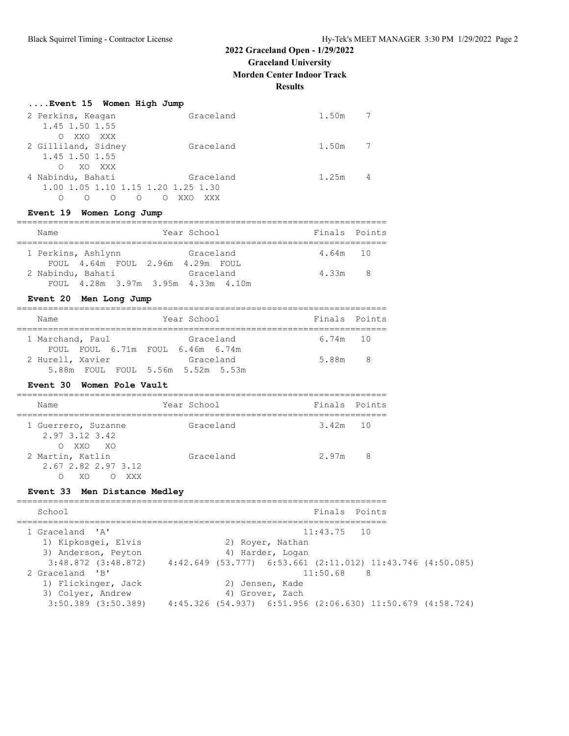## 2022 Graceland Open - 1/29/2022
## Graceland University
## Morden Center Indoor Track
## Results

### ....Event 15 Women High Jump

```
  2 Perkins, Keagan              Graceland                1.50m    7
     1.45 1.50 1.55
        O  XXO  XXX
  2 Gilliland, Sidney            Graceland                1.50m    7
     1.45 1.50 1.55
        O   XO  XXX
  4 Nabindu, Bahati              Graceland                1.25m    4
     1.00 1.05 1.10 1.15 1.20 1.25 1.30
        O    O    O    O    O  XXO  XXX
```

### Event 19 Women Long Jump

```
=======================================================================
    Name                    Year School                 Finals  Points
=======================================================================
  1 Perkins, Ashlynn             Graceland                4.64m   10
      FOUL  4.64m  FOUL  2.96m  4.29m  FOUL
  2 Nabindu, Bahati              Graceland                4.33m    8
      FOUL  4.28m  3.97m  3.95m  4.33m  4.10m
```

### Event 20 Men Long Jump

```
=======================================================================
    Name                    Year School                 Finals  Points
=======================================================================
  1 Marchand, Paul               Graceland                6.74m   10
      FOUL  FOUL  6.71m  FOUL  6.46m  6.74m
  2 Hurell, Xavier               Graceland                5.88m    8
      5.88m  FOUL  FOUL  5.56m  5.52m  5.53m
```

### Event 30 Women Pole Vault

```
=======================================================================
    Name                    Year School                 Finals  Points
=======================================================================
  1 Guerrero, Suzanne            Graceland                3.42m   10
     2.97 3.12 3.42
        O  XXO   XO
  2 Martin, Katlin               Graceland                2.97m    8
     2.67 2.82 2.97 3.12
        O   XO    O  XXX
```

### Event 33 Men Distance Medley

```
=======================================================================
    School                                              Finals  Points
=======================================================================
  1 Graceland  'A'                                    11:43.75   10
     1) Kipkosgei, Elvis               2) Royer, Nathan
     3) Anderson, Peyton               4) Harder, Logan
      3:48.872 (3:48.872)    4:42.649 (53.777)  6:53.661 (2:11.012) 11:43.746 (4:50.085)
  2 Graceland  'B'                                    11:50.68    8
     1) Flickinger, Jack               2) Jensen, Kade
     3) Colyer, Andrew                 4) Grover, Zach
      3:50.389 (3:50.389)    4:45.326 (54.937)  6:51.956 (2:06.630) 11:50.679 (4:58.724)
```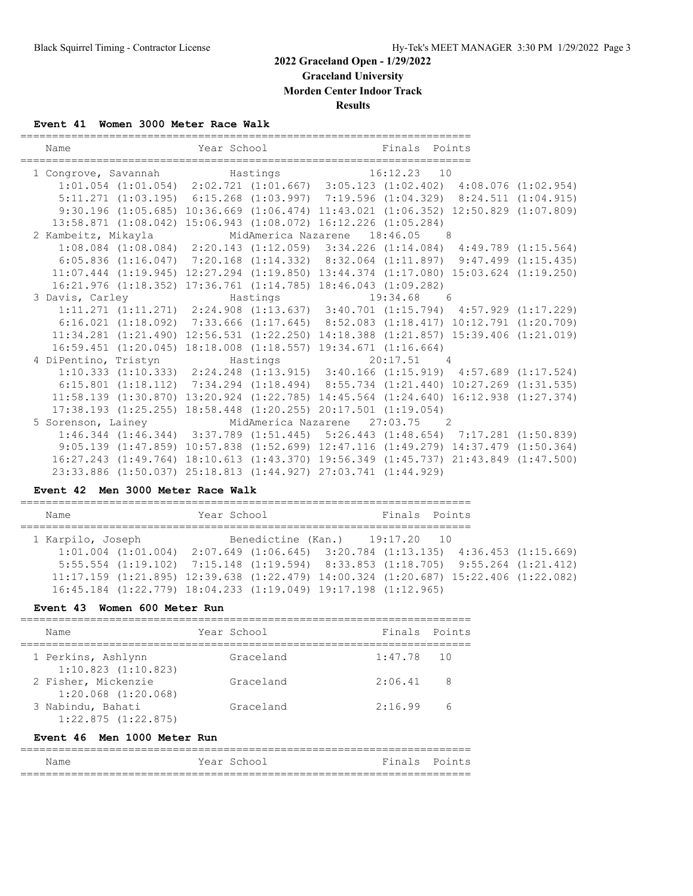# 2022 Graceland Open - 1/29/2022

## Graceland University

## Morden Center Indoor Track

## Results

### Event 41 Women 3000 Meter Race Walk

| Place | Name | Year | School | Finals | Points |
|---|---|---|---|---|---|
| 1 | Congrove, Savannah | | Hastings | 16:12.23 | 10 |
| 2 | Kambeitz, Mikayla | | MidAmerica Nazarene | 18:46.05 | 8 |
| 3 | Davis, Carley | | Hastings | 19:34.68 | 6 |
| 4 | DiPentino, Tristyn | | Hastings | 20:17.51 | 4 |
| 5 | Sorenson, Lainey | | MidAmerica Nazarene | 27:03.75 | 2 |

Splits:

```
1 Congrove, Savannah
    1:01.054 (1:01.054)  2:02.721 (1:01.667)  3:05.123 (1:02.402)  4:08.076 (1:02.954)
    5:11.271 (1:03.195)  6:15.268 (1:03.997)  7:19.596 (1:04.329)  8:24.511 (1:04.915)
    9:30.196 (1:05.685) 10:36.669 (1:06.474) 11:43.021 (1:06.352) 12:50.829 (1:07.809)
   13:58.871 (1:08.042) 15:06.943 (1:08.072) 16:12.226 (1:05.284)
2 Kambeitz, Mikayla
    1:08.084 (1:08.084)  2:20.143 (1:12.059)  3:34.226 (1:14.084)  4:49.789 (1:15.564)
    6:05.836 (1:16.047)  7:20.168 (1:14.332)  8:32.064 (1:11.897)  9:47.499 (1:15.435)
   11:07.444 (1:19.945) 12:27.294 (1:19.850) 13:44.374 (1:17.080) 15:03.624 (1:19.250)
   16:21.976 (1:18.352) 17:36.761 (1:14.785) 18:46.043 (1:09.282)
3 Davis, Carley
    1:11.271 (1:11.271)  2:24.908 (1:13.637)  3:40.701 (1:15.794)  4:57.929 (1:17.229)
    6:16.021 (1:18.092)  7:33.666 (1:17.645)  8:52.083 (1:18.417) 10:12.791 (1:20.709)
   11:34.281 (1:21.490) 12:56.531 (1:22.250) 14:18.388 (1:21.857) 15:39.406 (1:21.019)
   16:59.451 (1:20.045) 18:18.008 (1:18.557) 19:34.671 (1:16.664)
4 DiPentino, Tristyn
    1:10.333 (1:10.333)  2:24.248 (1:13.915)  3:40.166 (1:15.919)  4:57.689 (1:17.524)
    6:15.801 (1:18.112)  7:34.294 (1:18.494)  8:55.734 (1:21.440) 10:27.269 (1:31.535)
   11:58.139 (1:30.870) 13:20.924 (1:22.785) 14:45.564 (1:24.640) 16:12.938 (1:27.374)
   17:38.193 (1:25.255) 18:58.448 (1:20.255) 20:17.501 (1:19.054)
5 Sorenson, Lainey
    1:46.344 (1:46.344)  3:37.789 (1:51.445)  5:26.443 (1:48.654)  7:17.281 (1:50.839)
    9:05.139 (1:47.859) 10:57.838 (1:52.699) 12:47.116 (1:49.279) 14:37.479 (1:50.364)
   16:27.243 (1:49.764) 18:10.613 (1:43.370) 19:56.349 (1:45.737) 21:43.849 (1:47.500)
   23:33.886 (1:50.037) 25:18.813 (1:44.927) 27:03.741 (1:44.929)
```

### Event 42 Men 3000 Meter Race Walk

| Place | Name | Year | School | Finals | Points |
|---|---|---|---|---|---|
| 1 | Karpilo, Joseph | | Benedictine (Kan.) | 19:17.20 | 10 |

Splits:

```
1 Karpilo, Joseph
    1:01.004 (1:01.004)  2:07.649 (1:06.645)  3:20.784 (1:13.135)  4:36.453 (1:15.669)
    5:55.554 (1:19.102)  7:15.148 (1:19.594)  8:33.853 (1:18.705)  9:55.264 (1:21.412)
   11:17.159 (1:21.895) 12:39.638 (1:22.479) 14:00.324 (1:20.687) 15:22.406 (1:22.082)
   16:45.184 (1:22.779) 18:04.233 (1:19.049) 19:17.198 (1:12.965)
```

### Event 43 Women 600 Meter Run

| Place | Name | Year | School | Finals | Points |
|---|---|---|---|---|---|
| 1 | Perkins, Ashlynn | | Graceland | 1:47.78 | 10 |
| | 1:10.823 (1:10.823) | | | | |
| 2 | Fisher, Mickenzie | | Graceland | 2:06.41 | 8 |
| | 1:20.068 (1:20.068) | | | | |
| 3 | Nabindu, Bahati | | Graceland | 2:16.99 | 6 |
| | 1:22.875 (1:22.875) | | | | |

### Event 46 Men 1000 Meter Run

| Name | Year | School | Finals | Points |
|---|---|---|---|---|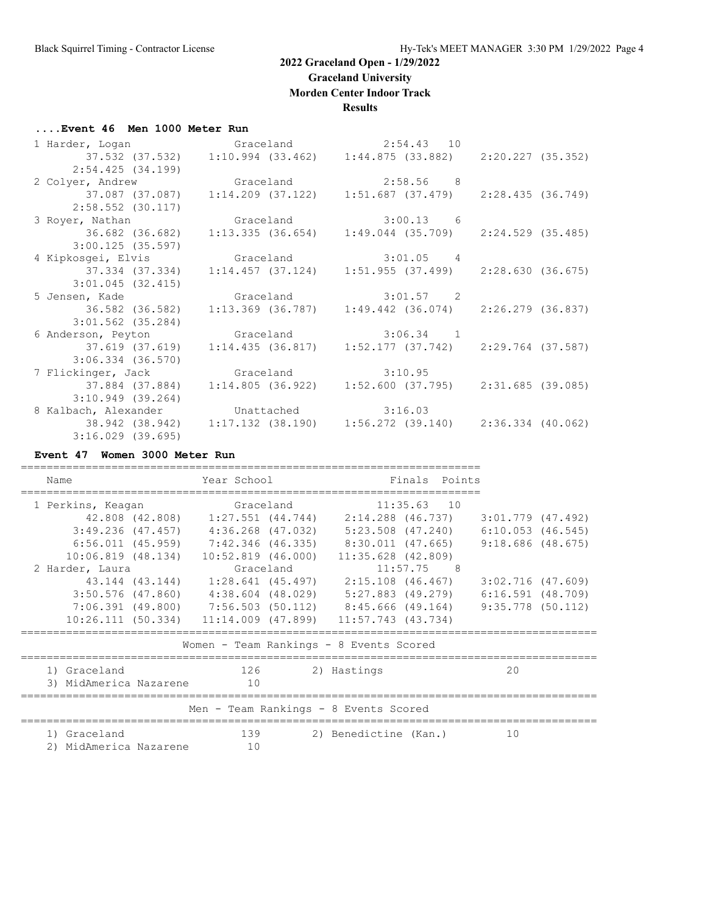# 2022 Graceland Open - 1/29/2022

## Graceland University

## Morden Center Indoor Track

## Results

### ....Event 46 Men 1000 Meter Run

| | Name | School | Finals | Points |
|---|---|---|---|---|
| 1 | Harder, Logan | Graceland | 2:54.43 | 10 |
| | 37.532 (37.532) | 1:10.994 (33.462) | 1:44.875 (33.882) | 2:20.227 (35.352) |
| | 2:54.425 (34.199) | | | |
| 2 | Colyer, Andrew | Graceland | 2:58.56 | 8 |
| | 37.087 (37.087) | 1:14.209 (37.122) | 1:51.687 (37.479) | 2:28.435 (36.749) |
| | 2:58.552 (30.117) | | | |
| 3 | Royer, Nathan | Graceland | 3:00.13 | 6 |
| | 36.682 (36.682) | 1:13.335 (36.654) | 1:49.044 (35.709) | 2:24.529 (35.485) |
| | 3:00.125 (35.597) | | | |
| 4 | Kipkosgei, Elvis | Graceland | 3:01.05 | 4 |
| | 37.334 (37.334) | 1:14.457 (37.124) | 1:51.955 (37.499) | 2:28.630 (36.675) |
| | 3:01.045 (32.415) | | | |
| 5 | Jensen, Kade | Graceland | 3:01.57 | 2 |
| | 36.582 (36.582) | 1:13.369 (36.787) | 1:49.442 (36.074) | 2:26.279 (36.837) |
| | 3:01.562 (35.284) | | | |
| 6 | Anderson, Peyton | Graceland | 3:06.34 | 1 |
| | 37.619 (37.619) | 1:14.435 (36.817) | 1:52.177 (37.742) | 2:29.764 (37.587) |
| | 3:06.334 (36.570) | | | |
| 7 | Flickinger, Jack | Graceland | 3:10.95 | |
| | 37.884 (37.884) | 1:14.805 (36.922) | 1:52.600 (37.795) | 2:31.685 (39.085) |
| | 3:10.949 (39.264) | | | |
| 8 | Kalbach, Alexander | Unattached | 3:16.03 | |
| | 38.942 (38.942) | 1:17.132 (38.190) | 1:56.272 (39.140) | 2:36.334 (40.062) |
| | 3:16.029 (39.695) | | | |

### Event 47 Women 3000 Meter Run

| | Name | Year School | Finals | Points |
|---|---|---|---|---|
| 1 | Perkins, Keagan | Graceland | 11:35.63 | 10 |
| | 42.808 (42.808) | 1:27.551 (44.744) | 2:14.288 (46.737) | 3:01.779 (47.492) |
| | 3:49.236 (47.457) | 4:36.268 (47.032) | 5:23.508 (47.240) | 6:10.053 (46.545) |
| | 6:56.011 (45.959) | 7:42.346 (46.335) | 8:30.011 (47.665) | 9:18.686 (48.675) |
| | 10:06.819 (48.134) | 10:52.819 (46.000) | 11:35.628 (42.809) | |
| 2 | Harder, Laura | Graceland | 11:57.75 | 8 |
| | 43.144 (43.144) | 1:28.641 (45.497) | 2:15.108 (46.467) | 3:02.716 (47.609) |
| | 3:50.576 (47.860) | 4:38.604 (48.029) | 5:27.883 (49.279) | 6:16.591 (48.709) |
| | 7:06.391 (49.800) | 7:56.503 (50.112) | 8:45.666 (49.164) | 9:35.778 (50.112) |
| | 10:26.111 (50.334) | 11:14.009 (47.899) | 11:57.743 (43.734) | |

### Women - Team Rankings - 8 Events Scored

| | | | |
|---|---|---|---|
| 1) Graceland | 126 | 2) Hastings | 20 |
| 3) MidAmerica Nazarene | 10 | | |

### Men - Team Rankings - 8 Events Scored

| | | | |
|---|---|---|---|
| 1) Graceland | 139 | 2) Benedictine (Kan.) | 10 |
| 2) MidAmerica Nazarene | 10 | | |